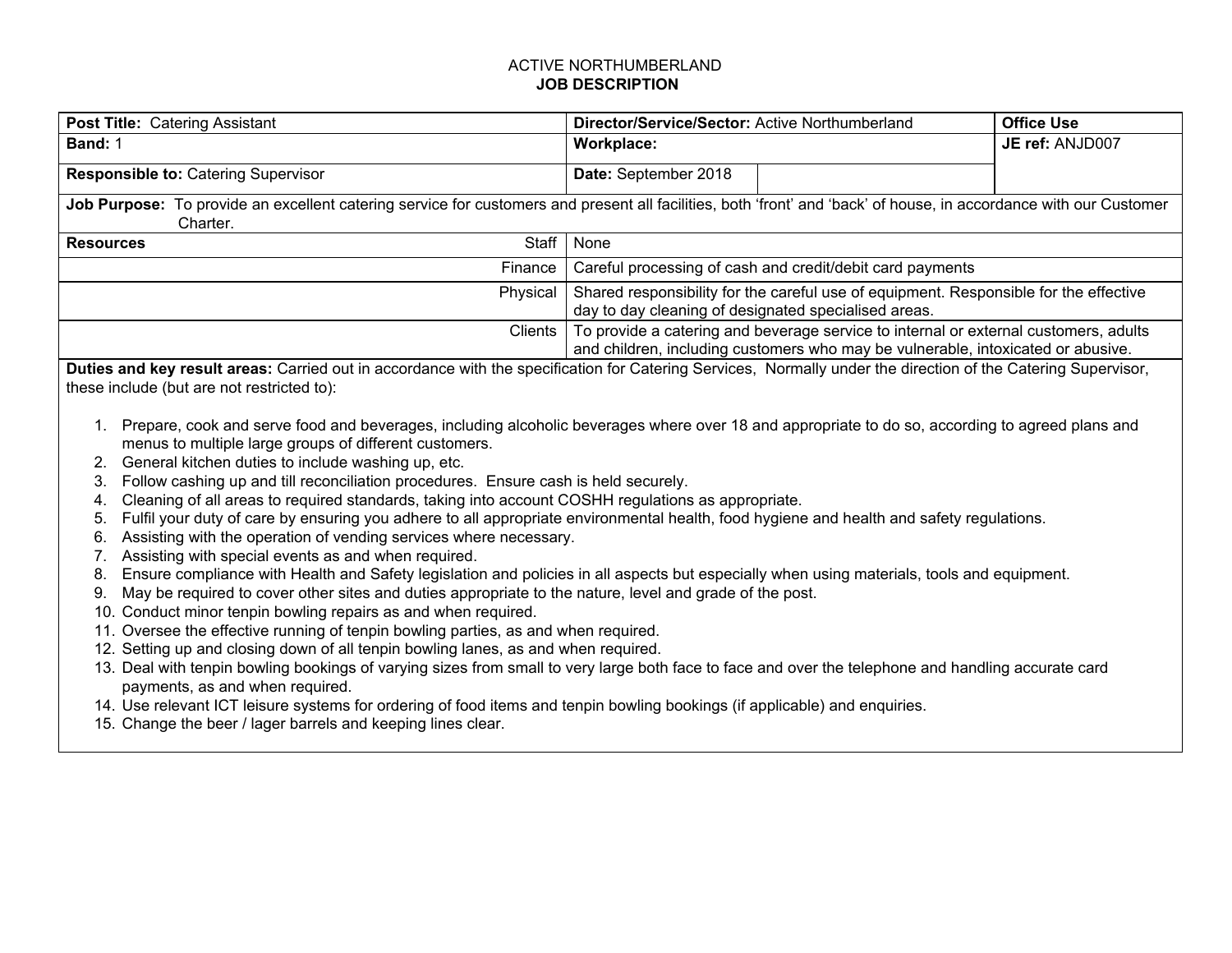ACTIVE NORTHUMBERLAND

**JOB DESCRIPTION**

| **Post Title:** Catering Assistant | **Director/Service/Sector:** Active Northumberland | | **Office Use** |
|---|---|---|---|
| **Band:** 1 | **Workplace:** | | **JE ref:** ANJD007 |
| **Responsible to:** Catering Supervisor | **Date:** September 2018 | | |

**Job Purpose:** To provide an excellent catering service for customers and present all facilities, both 'front' and 'back' of house, in accordance with our Customer Charter.

| **Resources** | |
|---|---|
| Staff | None |
| Finance | Careful processing of cash and credit/debit card payments |
| Physical | Shared responsibility for the careful use of equipment. Responsible for the effective day to day cleaning of designated specialised areas. |
| Clients | To provide a catering and beverage service to internal or external customers, adults and children, including customers who may be vulnerable, intoxicated or abusive. |

**Duties and key result areas:** Carried out in accordance with the specification for Catering Services, Normally under the direction of the Catering Supervisor, these include (but are not restricted to):

1. Prepare, cook and serve food and beverages, including alcoholic beverages where over 18 and appropriate to do so, according to agreed plans and menus to multiple large groups of different customers.
2. General kitchen duties to include washing up, etc.
3. Follow cashing up and till reconciliation procedures. Ensure cash is held securely.
4. Cleaning of all areas to required standards, taking into account COSHH regulations as appropriate.
5. Fulfil your duty of care by ensuring you adhere to all appropriate environmental health, food hygiene and health and safety regulations.
6. Assisting with the operation of vending services where necessary.
7. Assisting with special events as and when required.
8. Ensure compliance with Health and Safety legislation and policies in all aspects but especially when using materials, tools and equipment.
9. May be required to cover other sites and duties appropriate to the nature, level and grade of the post.
10. Conduct minor tenpin bowling repairs as and when required.
11. Oversee the effective running of tenpin bowling parties, as and when required.
12. Setting up and closing down of all tenpin bowling lanes, as and when required.
13. Deal with tenpin bowling bookings of varying sizes from small to very large both face to face and over the telephone and handling accurate card payments, as and when required.
14. Use relevant ICT leisure systems for ordering of food items and tenpin bowling bookings (if applicable) and enquiries.
15. Change the beer / lager barrels and keeping lines clear.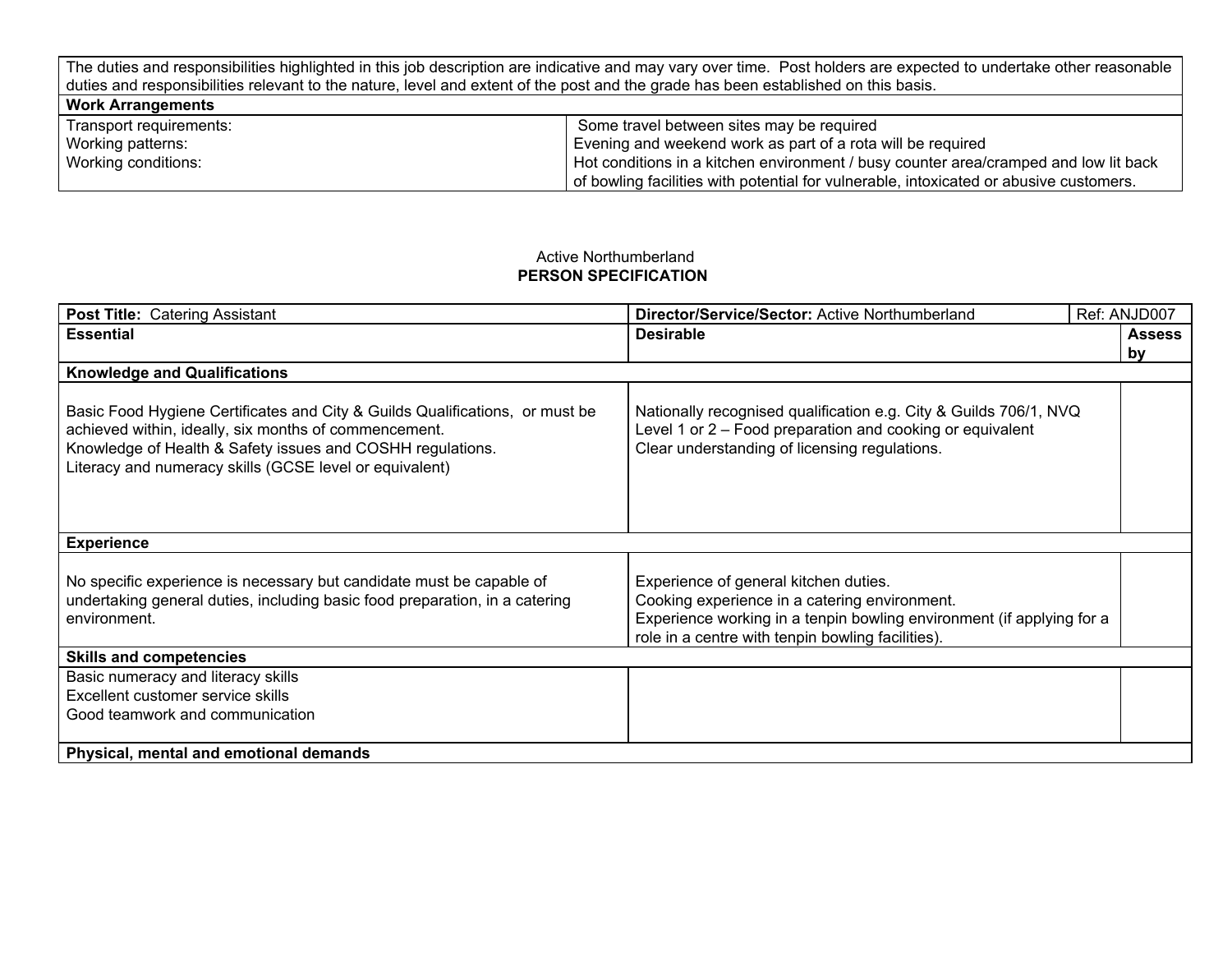| The duties and responsibilities highlighted in this job description are indicative and may vary over time. Post holders are expected to undertake other reasonable duties and responsibilities relevant to the nature, level and extent of the post and the grade has been established on this basis. | |
|---|---|
| **Work Arrangements** | |
| Transport requirements: | Some travel between sites may be required |
| Working patterns: | Evening and weekend work as part of a rota will be required |
| Working conditions: | Hot conditions in a kitchen environment / busy counter area/cramped and low lit back of bowling facilities with potential for vulnerable, intoxicated or abusive customers. |

Active Northumberland

**PERSON SPECIFICATION**

| **Post Title:** Catering Assistant | **Director/Service/Sector:** Active Northumberland | Ref: ANJD007 |
|---|---|---|
| **Essential** | **Desirable** | **Assess by** |
| **Knowledge and Qualifications** | | |
| Basic Food Hygiene Certificates and City & Guilds Qualifications, or must be achieved within, ideally, six months of commencement.<br>Knowledge of Health & Safety issues and COSHH regulations.<br>Literacy and numeracy skills (GCSE level or equivalent) | Nationally recognised qualification e.g. City & Guilds 706/1, NVQ Level 1 or 2 – Food preparation and cooking or equivalent<br>Clear understanding of licensing regulations. | |
| **Experience** | | |
| No specific experience is necessary but candidate must be capable of undertaking general duties, including basic food preparation, in a catering environment. | Experience of general kitchen duties.<br>Cooking experience in a catering environment.<br>Experience working in a tenpin bowling environment (if applying for a role in a centre with tenpin bowling facilities). | |
| **Skills and competencies** | | |
| Basic numeracy and literacy skills<br>Excellent customer service skills<br>Good teamwork and communication | | |
| **Physical, mental and emotional demands** | | |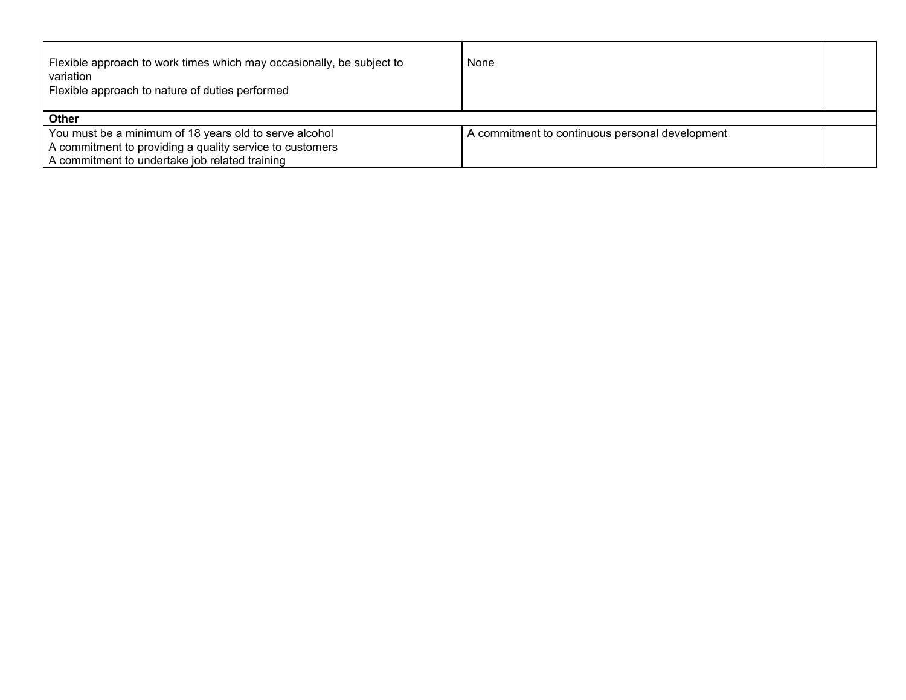| | | |
|---|---|---|
| Flexible approach to work times which may occasionally, be subject to variation<br>Flexible approach to nature of duties performed | None | |
| **Other** | | |
| You must be a minimum of 18 years old to serve alcohol<br>A commitment to providing a quality service to customers<br>A commitment to undertake job related training | A commitment to continuous personal development | |